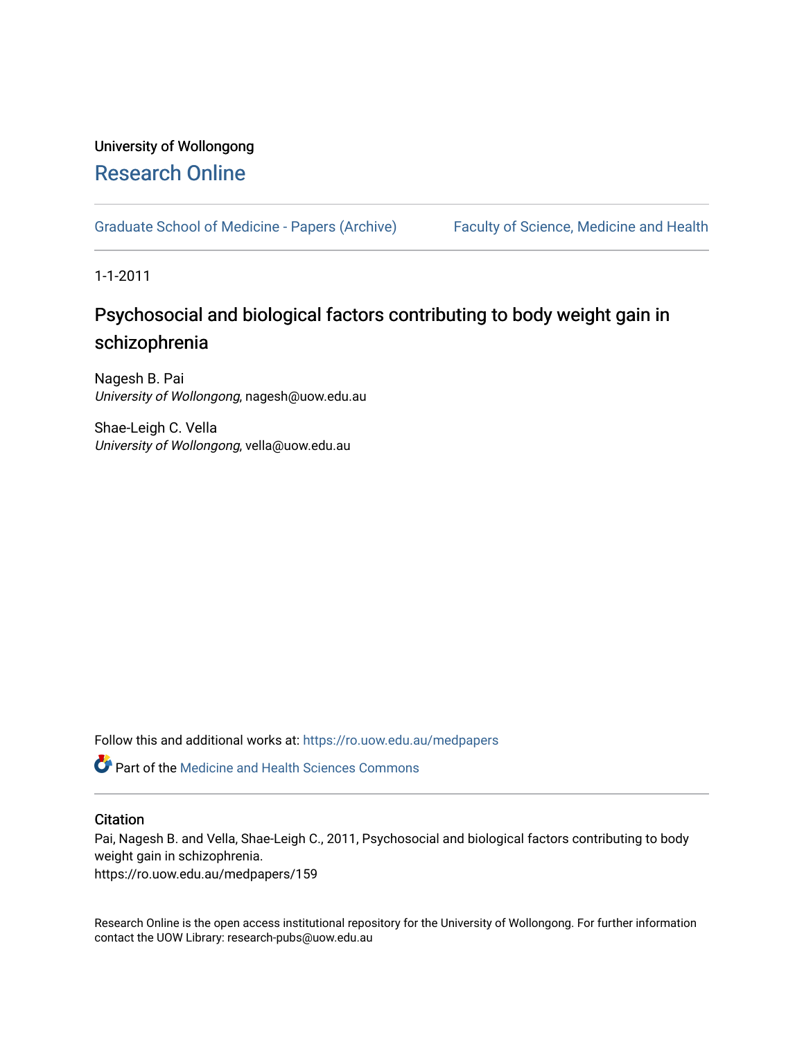University of Wollongong

# Research Online

Graduate School of Medicine - Papers (Archive) | Faculty of Science, Medicine and Health

1-1-2011

## Psychosocial and biological factors contributing to body weight gain in schizophrenia

Nagesh B. Pai
*University of Wollongong*, nagesh@uow.edu.au

Shae-Leigh C. Vella
*University of Wollongong*, vella@uow.edu.au

Follow this and additional works at: https://ro.uow.edu.au/medpapers

Part of the Medicine and Health Sciences Commons

### Citation

Pai, Nagesh B. and Vella, Shae-Leigh C., 2011, Psychosocial and biological factors contributing to body weight gain in schizophrenia.
https://ro.uow.edu.au/medpapers/159

Research Online is the open access institutional repository for the University of Wollongong. For further information contact the UOW Library: research-pubs@uow.edu.au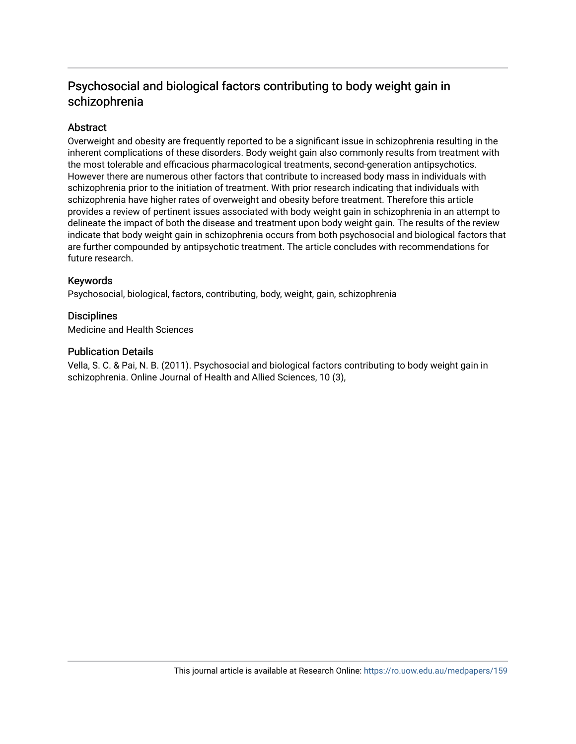# Psychosocial and biological factors contributing to body weight gain in schizophrenia

## Abstract

Overweight and obesity are frequently reported to be a significant issue in schizophrenia resulting in the inherent complications of these disorders. Body weight gain also commonly results from treatment with the most tolerable and efficacious pharmacological treatments, second-generation antipsychotics. However there are numerous other factors that contribute to increased body mass in individuals with schizophrenia prior to the initiation of treatment. With prior research indicating that individuals with schizophrenia have higher rates of overweight and obesity before treatment. Therefore this article provides a review of pertinent issues associated with body weight gain in schizophrenia in an attempt to delineate the impact of both the disease and treatment upon body weight gain. The results of the review indicate that body weight gain in schizophrenia occurs from both psychosocial and biological factors that are further compounded by antipsychotic treatment. The article concludes with recommendations for future research.

## Keywords

Psychosocial, biological, factors, contributing, body, weight, gain, schizophrenia

## Disciplines

Medicine and Health Sciences

## Publication Details

Vella, S. C. & Pai, N. B. (2011). Psychosocial and biological factors contributing to body weight gain in schizophrenia. Online Journal of Health and Allied Sciences, 10 (3),

This journal article is available at Research Online: https://ro.uow.edu.au/medpapers/159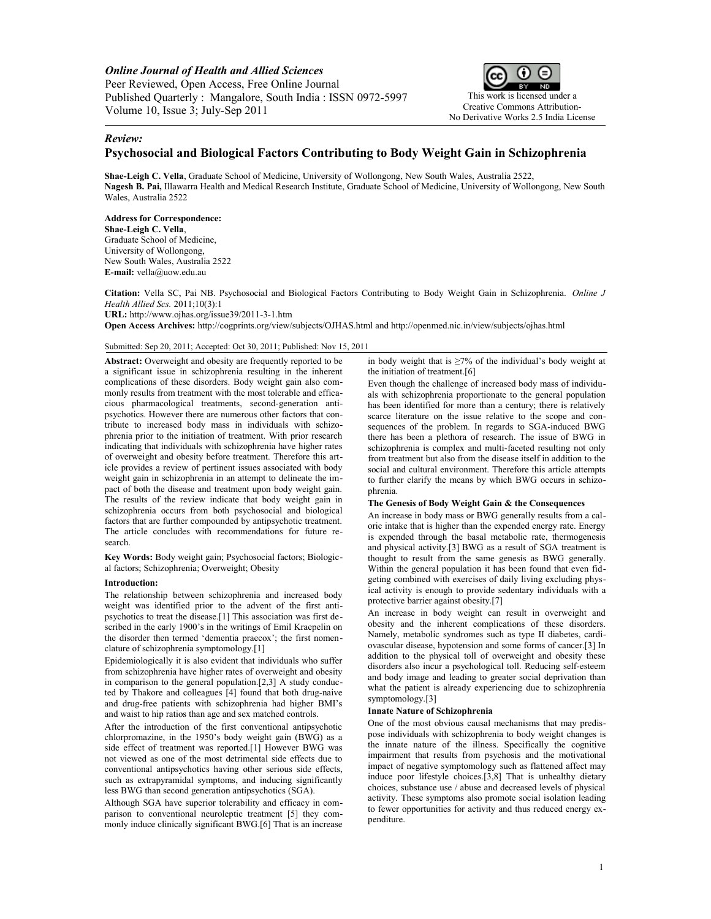*Online Journal of Health and Allied Sciences*
Peer Reviewed, Open Access, Free Online Journal
Published Quarterly : Mangalore, South India : ISSN 0972-5997
Volume 10, Issue 3; July-Sep 2011

This work is licensed under a Creative Commons Attribution-No Derivative Works 2.5 India License

*Review:*

# Psychosocial and Biological Factors Contributing to Body Weight Gain in Schizophrenia

**Shae-Leigh C. Vella**, Graduate School of Medicine, University of Wollongong, New South Wales, Australia 2522,
**Nagesh B. Pai,** Illawarra Health and Medical Research Institute, Graduate School of Medicine, University of Wollongong, New South Wales, Australia 2522

**Address for Correspondence:**
**Shae-Leigh C. Vella**,
Graduate School of Medicine,
University of Wollongong,
New South Wales, Australia 2522
**E-mail:** vella@uow.edu.au

**Citation:** Vella SC, Pai NB. Psychosocial and Biological Factors Contributing to Body Weight Gain in Schizophrenia. *Online J Health Allied Scs.* 2011;10(3):1
**URL:** http://www.ojhas.org/issue39/2011-3-1.htm
**Open Access Archives:** http://cogprints.org/view/subjects/OJHAS.html and http://openmed.nic.in/view/subjects/ojhas.html

Submitted: Sep 20, 2011; Accepted: Oct 30, 2011; Published: Nov 15, 2011

**Abstract:** Overweight and obesity are frequently reported to be a significant issue in schizophrenia resulting in the inherent complications of these disorders. Body weight gain also commonly results from treatment with the most tolerable and efficacious pharmacological treatments, second-generation antipsychotics. However there are numerous other factors that contribute to increased body mass in individuals with schizophrenia prior to the initiation of treatment. With prior research indicating that individuals with schizophrenia have higher rates of overweight and obesity before treatment. Therefore this article provides a review of pertinent issues associated with body weight gain in schizophrenia in an attempt to delineate the impact of both the disease and treatment upon body weight gain. The results of the review indicate that body weight gain in schizophrenia occurs from both psychosocial and biological factors that are further compounded by antipsychotic treatment. The article concludes with recommendations for future research.

**Key Words:** Body weight gain; Psychosocial factors; Biological factors; Schizophrenia; Overweight; Obesity

### Introduction:

The relationship between schizophrenia and increased body weight was identified prior to the advent of the first antipsychotics to treat the disease.[1] This association was first described in the early 1900's in the writings of Emil Kraepelin on the disorder then termed 'dementia praecox'; the first nomenclature of schizophrenia symptomology.[1]

Epidemiologically it is also evident that individuals who suffer from schizophrenia have higher rates of overweight and obesity in comparison to the general population.[2,3] A study conducted by Thakore and colleagues [4] found that both drug-naive and drug-free patients with schizophrenia had higher BMI's and waist to hip ratios than age and sex matched controls.

After the introduction of the first conventional antipsychotic chlorpromazine, in the 1950's body weight gain (BWG) as a side effect of treatment was reported.[1] However BWG was not viewed as one of the most detrimental side effects due to conventional antipsychotics having other serious side effects, such as extrapyramidal symptoms, and inducing significantly less BWG than second generation antipsychotics (SGA).

Although SGA have superior tolerability and efficacy in comparison to conventional neuroleptic treatment [5] they commonly induce clinically significant BWG.[6] That is an increase in body weight that is ≥7% of the individual's body weight at the initiation of treatment.[6]

Even though the challenge of increased body mass of individuals with schizophrenia proportionate to the general population has been identified for more than a century; there is relatively scarce literature on the issue relative to the scope and consequences of the problem. In regards to SGA-induced BWG there has been a plethora of research. The issue of BWG in schizophrenia is complex and multi-faceted resulting not only from treatment but also from the disease itself in addition to the social and cultural environment. Therefore this article attempts to further clarify the means by which BWG occurs in schizophrenia.

### The Genesis of Body Weight Gain & the Consequences

An increase in body mass or BWG generally results from a caloric intake that is higher than the expended energy rate. Energy is expended through the basal metabolic rate, thermogenesis and physical activity.[3] BWG as a result of SGA treatment is thought to result from the same genesis as BWG generally. Within the general population it has been found that even fidgeting combined with exercises of daily living excluding physical activity is enough to provide sedentary individuals with a protective barrier against obesity.[7]

An increase in body weight can result in overweight and obesity and the inherent complications of these disorders. Namely, metabolic syndromes such as type II diabetes, cardiovascular disease, hypotension and some forms of cancer.[3] In addition to the physical toll of overweight and obesity these disorders also incur a psychological toll. Reducing self-esteem and body image and leading to greater social deprivation than what the patient is already experiencing due to schizophrenia symptomology.[3]

### Innate Nature of Schizophrenia

One of the most obvious causal mechanisms that may predispose individuals with schizophrenia to body weight changes is the innate nature of the illness. Specifically the cognitive impairment that results from psychosis and the motivational impact of negative symptomology such as flattened affect may induce poor lifestyle choices.[3,8] That is unhealthy dietary choices, substance use / abuse and decreased levels of physical activity. These symptoms also promote social isolation leading to fewer opportunities for activity and thus reduced energy expenditure.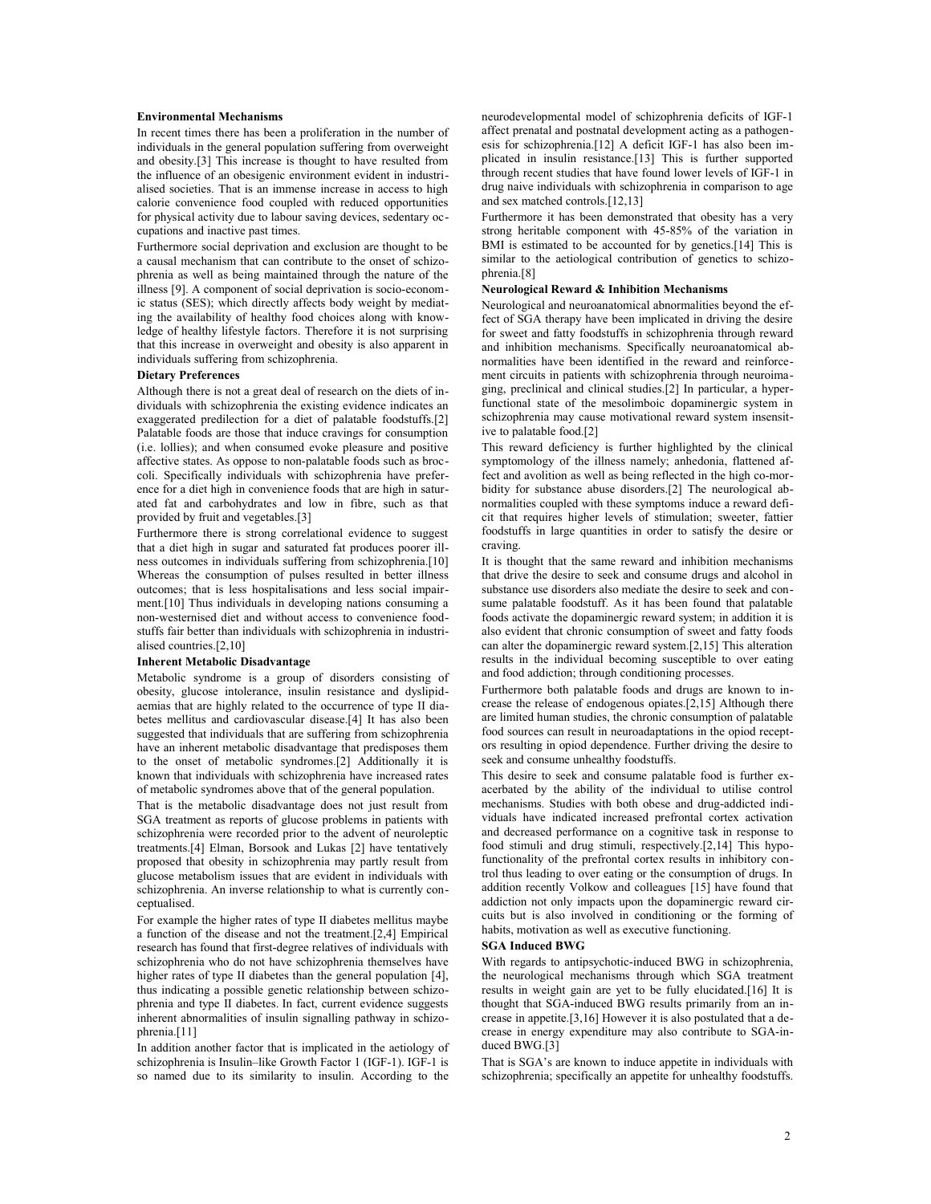### Environmental Mechanisms

In recent times there has been a proliferation in the number of individuals in the general population suffering from overweight and obesity.[3] This increase is thought to have resulted from the influence of an obesigenic environment evident in industrialised societies. That is an immense increase in access to high calorie convenience food coupled with reduced opportunities for physical activity due to labour saving devices, sedentary occupations and inactive past times.

Furthermore social deprivation and exclusion are thought to be a causal mechanism that can contribute to the onset of schizophrenia as well as being maintained through the nature of the illness [9]. A component of social deprivation is socio-economic status (SES); which directly affects body weight by mediating the availability of healthy food choices along with knowledge of healthy lifestyle factors. Therefore it is not surprising that this increase in overweight and obesity is also apparent in individuals suffering from schizophrenia.

### Dietary Preferences

Although there is not a great deal of research on the diets of individuals with schizophrenia the existing evidence indicates an exaggerated predilection for a diet of palatable foodstuffs.[2] Palatable foods are those that induce cravings for consumption (i.e. lollies); and when consumed evoke pleasure and positive affective states. As oppose to non-palatable foods such as broccoli. Specifically individuals with schizophrenia have preference for a diet high in convenience foods that are high in saturated fat and carbohydrates and low in fibre, such as that provided by fruit and vegetables.[3]

Furthermore there is strong correlational evidence to suggest that a diet high in sugar and saturated fat produces poorer illness outcomes in individuals suffering from schizophrenia.[10] Whereas the consumption of pulses resulted in better illness outcomes; that is less hospitalisations and less social impairment.[10] Thus individuals in developing nations consuming a non-westernised diet and without access to convenience foodstuffs fair better than individuals with schizophrenia in industrialised countries.[2,10]

### Inherent Metabolic Disadvantage

Metabolic syndrome is a group of disorders consisting of obesity, glucose intolerance, insulin resistance and dyslipidaemias that are highly related to the occurrence of type II diabetes mellitus and cardiovascular disease.[4] It has also been suggested that individuals that are suffering from schizophrenia have an inherent metabolic disadvantage that predisposes them to the onset of metabolic syndromes.[2] Additionally it is known that individuals with schizophrenia have increased rates of metabolic syndromes above that of the general population.

That is the metabolic disadvantage does not just result from SGA treatment as reports of glucose problems in patients with schizophrenia were recorded prior to the advent of neuroleptic treatments.[4] Elman, Borsook and Lukas [2] have tentatively proposed that obesity in schizophrenia may partly result from glucose metabolism issues that are evident in individuals with schizophrenia. An inverse relationship to what is currently conceptualised.

For example the higher rates of type II diabetes mellitus maybe a function of the disease and not the treatment.[2,4] Empirical research has found that first-degree relatives of individuals with schizophrenia who do not have schizophrenia themselves have higher rates of type II diabetes than the general population [4], thus indicating a possible genetic relationship between schizophrenia and type II diabetes. In fact, current evidence suggests inherent abnormalities of insulin signalling pathway in schizophrenia.[11]

In addition another factor that is implicated in the aetiology of schizophrenia is Insulin–like Growth Factor 1 (IGF-1). IGF-1 is so named due to its similarity to insulin. According to the neurodevelopmental model of schizophrenia deficits of IGF-1 affect prenatal and postnatal development acting as a pathogenesis for schizophrenia.[12] A deficit IGF-1 has also been implicated in insulin resistance.[13] This is further supported through recent studies that have found lower levels of IGF-1 in drug naive individuals with schizophrenia in comparison to age and sex matched controls.[12,13]

Furthermore it has been demonstrated that obesity has a very strong heritable component with 45-85% of the variation in BMI is estimated to be accounted for by genetics.[14] This is similar to the aetiological contribution of genetics to schizophrenia.[8]

### Neurological Reward & Inhibition Mechanisms

Neurological and neuroanatomical abnormalities beyond the effect of SGA therapy have been implicated in driving the desire for sweet and fatty foodstuffs in schizophrenia through reward and inhibition mechanisms. Specifically neuroanatomical abnormalities have been identified in the reward and reinforcement circuits in patients with schizophrenia through neuroimaging, preclinical and clinical studies.[2] In particular, a hyperfunctional state of the mesolimboic dopaminergic system in schizophrenia may cause motivational reward system insensitive to palatable food.[2]

This reward deficiency is further highlighted by the clinical symptomology of the illness namely; anhedonia, flattened affect and avolition as well as being reflected in the high co-morbidity for substance abuse disorders.[2] The neurological abnormalities coupled with these symptoms induce a reward deficit that requires higher levels of stimulation; sweeter, fattier foodstuffs in large quantities in order to satisfy the desire or craving.

It is thought that the same reward and inhibition mechanisms that drive the desire to seek and consume drugs and alcohol in substance use disorders also mediate the desire to seek and consume palatable foodstuff. As it has been found that palatable foods activate the dopaminergic reward system; in addition it is also evident that chronic consumption of sweet and fatty foods can alter the dopaminergic reward system.[2,15] This alteration results in the individual becoming susceptible to over eating and food addiction; through conditioning processes.

Furthermore both palatable foods and drugs are known to increase the release of endogenous opiates.[2,15] Although there are limited human studies, the chronic consumption of palatable food sources can result in neuroadaptations in the opiod receptors resulting in opiod dependence. Further driving the desire to seek and consume unhealthy foodstuffs.

This desire to seek and consume palatable food is further exacerbated by the ability of the individual to utilise control mechanisms. Studies with both obese and drug-addicted individuals have indicated increased prefrontal cortex activation and decreased performance on a cognitive task in response to food stimuli and drug stimuli, respectively.[2,14] This hypofunctionality of the prefrontal cortex results in inhibitory control thus leading to over eating or the consumption of drugs. In addition recently Volkow and colleagues [15] have found that addiction not only impacts upon the dopaminergic reward circuits but is also involved in conditioning or the forming of habits, motivation as well as executive functioning.

### SGA Induced BWG

With regards to antipsychotic-induced BWG in schizophrenia, the neurological mechanisms through which SGA treatment results in weight gain are yet to be fully elucidated.[16] It is thought that SGA-induced BWG results primarily from an increase in appetite.[3,16] However it is also postulated that a decrease in energy expenditure may also contribute to SGA-induced BWG.[3]

That is SGA's are known to induce appetite in individuals with schizophrenia; specifically an appetite for unhealthy foodstuffs.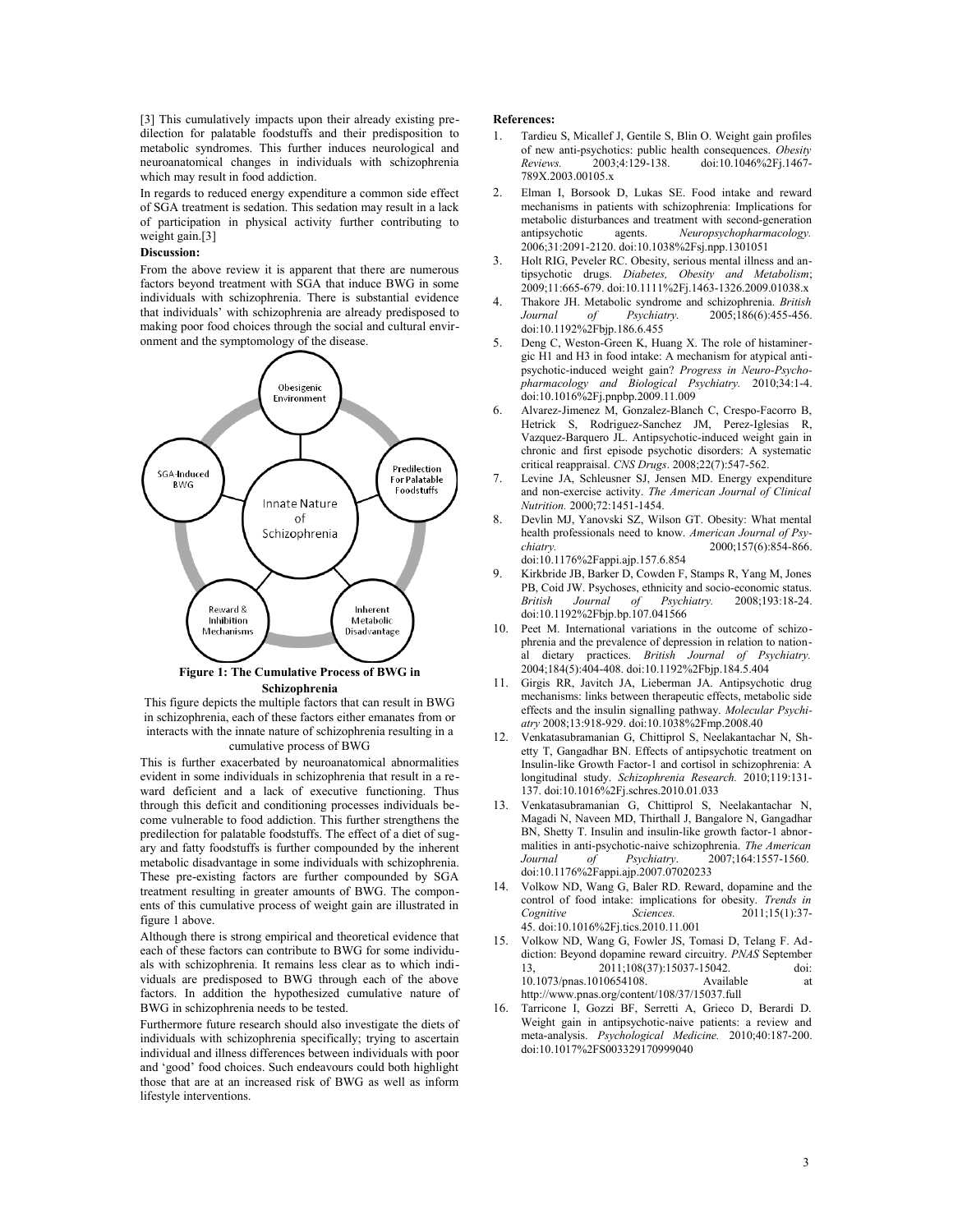[3] This cumulatively impacts upon their already existing predilection for palatable foodstuffs and their predisposition to metabolic syndromes. This further induces neurological and neuroanatomical changes in individuals with schizophrenia which may result in food addiction.

In regards to reduced energy expenditure a common side effect of SGA treatment is sedation. This sedation may result in a lack of participation in physical activity further contributing to weight gain.[3]

**Discussion:**

From the above review it is apparent that there are numerous factors beyond treatment with SGA that induce BWG in some individuals with schizophrenia. There is substantial evidence that individuals' with schizophrenia are already predisposed to making poor food choices through the social and cultural environment and the symptomology of the disease.

Obesigenic Environment

Predilection For Palatable Foodstuffs

Inherent Metabolic Disadvantage

Reward & Inhibition Mechanisms

SGA-Induced BWG

Innate Nature of Schizophrenia

**Figure 1: The Cumulative Process of BWG in Schizophrenia**

This figure depicts the multiple factors that can result in BWG in schizophrenia, each of these factors either emanates from or interacts with the innate nature of schizophrenia resulting in a cumulative process of BWG

This is further exacerbated by neuroanatomical abnormalities evident in some individuals in schizophrenia that result in a reward deficient and a lack of executive functioning. Thus through this deficit and conditioning processes individuals become vulnerable to food addiction. This further strengthens the predilection for palatable foodstuffs. The effect of a diet of sugary and fatty foodstuffs is further compounded by the inherent metabolic disadvantage in some individuals with schizophrenia. These pre-existing factors are further compounded by SGA treatment resulting in greater amounts of BWG. The components of this cumulative process of weight gain are illustrated in figure 1 above.

Although there is strong empirical and theoretical evidence that each of these factors can contribute to BWG for some individuals with schizophrenia. It remains less clear as to which individuals are predisposed to BWG through each of the above factors. In addition the hypothesized cumulative nature of BWG in schizophrenia needs to be tested.

Furthermore future research should also investigate the diets of individuals with schizophrenia specifically; trying to ascertain individual and illness differences between individuals with poor and 'good' food choices. Such endeavours could both highlight those that are at an increased risk of BWG as well as inform lifestyle interventions.

**References:**

1. Tardieu S, Micallef J, Gentile S, Blin O. Weight gain profiles of new anti-psychotics: public health consequences. *Obesity Reviews.* 2003;4:129-138. doi:10.1046%2Fj.1467-789X.2003.00105.x
2. Elman I, Borsook D, Lukas SE. Food intake and reward mechanisms in patients with schizophrenia: Implications for metabolic disturbances and treatment with second-generation antipsychotic agents. *Neuropsychopharmacology.* 2006;31:2091-2120. doi:10.1038%2Fsj.npp.1301051
3. Holt RIG, Peveler RC. Obesity, serious mental illness and antipsychotic drugs. *Diabetes, Obesity and Metabolism*; 2009;11:665-679. doi:10.1111%2Fj.1463-1326.2009.01038.x
4. Thakore JH. Metabolic syndrome and schizophrenia. *British Journal of Psychiatry.* 2005;186(6):455-456. doi:10.1192%2Fbjp.186.6.455
5. Deng C, Weston-Green K, Huang X. The role of histaminergic H1 and H3 in food intake: A mechanism for atypical antipsychotic-induced weight gain? *Progress in Neuro-Psychopharmacology and Biological Psychiatry.* 2010;34:1-4. doi:10.1016%2Fj.pnpbp.2009.11.009
6. Alvarez-Jimenez M, Gonzalez-Blanch C, Crespo-Facorro B, Hetrick S, Rodriguez-Sanchez JM, Perez-Iglesias R, Vazquez-Barquero JL. Antipsychotic-induced weight gain in chronic and first episode psychotic disorders: A systematic critical reappraisal. *CNS Drugs*. 2008;22(7):547-562.
7. Levine JA, Schleusner SJ, Jensen MD. Energy expenditure and non-exercise activity. *The American Journal of Clinical Nutrition.* 2000;72:1451-1454.
8. Devlin MJ, Yanovski SZ, Wilson GT. Obesity: What mental health professionals need to know. *American Journal of Psychiatry.* 2000;157(6):854-866. doi:10.1176%2Fappi.ajp.157.6.854
9. Kirkbride JB, Barker D, Cowden F, Stamps R, Yang M, Jones PB, Coid JW. Psychoses, ethnicity and socio-economic status. *British Journal of Psychiatry.* 2008;193:18-24. doi:10.1192%2Fbjp.bp.107.041566
10. Peet M. International variations in the outcome of schizophrenia and the prevalence of depression in relation to national dietary practices. *British Journal of Psychiatry.* 2004;184(5):404-408. doi:10.1192%2Fbjp.184.5.404
11. Girgis RR, Javitch JA, Lieberman JA. Antipsychotic drug mechanisms: links between therapeutic effects, metabolic side effects and the insulin signalling pathway. *Molecular Psychiatry* 2008;13:918-929. doi:10.1038%2Fmp.2008.40
12. Venkatasubramanian G, Chittiprol S, Neelakantachar N, Shetty T, Gangadhar BN. Effects of antipsychotic treatment on Insulin-like Growth Factor-1 and cortisol in schizophrenia: A longitudinal study. *Schizophrenia Research.* 2010;119:131-137. doi:10.1016%2Fj.schres.2010.01.033
13. Venkatasubramanian G, Chittiprol S, Neelakantachar N, Magadi N, Naveen MD, Thirthall J, Bangalore N, Gangadhar BN, Shetty T. Insulin and insulin-like growth factor-1 abnormalities in anti-psychotic-naive schizophrenia. *The American Journal of Psychiatry*. 2007;164:1557-1560. doi:10.1176%2Fappi.ajp.2007.07020233
14. Volkow ND, Wang G, Baler RD. Reward, dopamine and the control of food intake: implications for obesity. *Trends in Cognitive Sciences.* 2011;15(1):37-45. doi:10.1016%2Fj.tics.2010.11.001
15. Volkow ND, Wang G, Fowler JS, Tomasi D, Telang F. Addiction: Beyond dopamine reward circuitry. *PNAS* September 13, 2011;108(37):15037-15042. doi: 10.1073/pnas.1010654108. Available at http://www.pnas.org/content/108/37/15037.full
16. Tarricone I, Gozzi BF, Serretti A, Grieco D, Berardi D. Weight gain in antipsychotic-naive patients: a review and meta-analysis. *Psychological Medicine.* 2010;40:187-200. doi:10.1017%2FS003329170999040